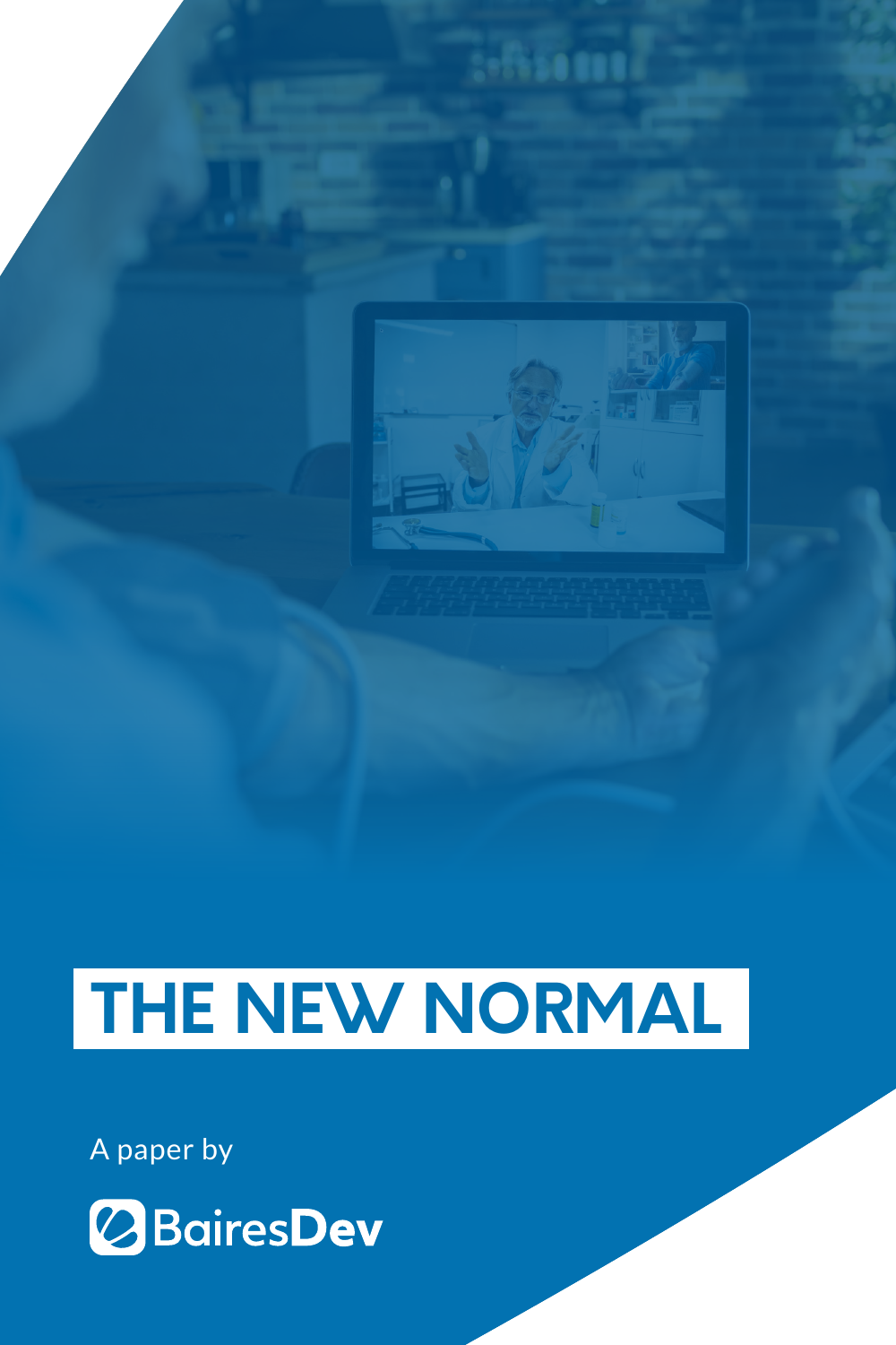# THE NEW NORMAL

A paper by

BairesDev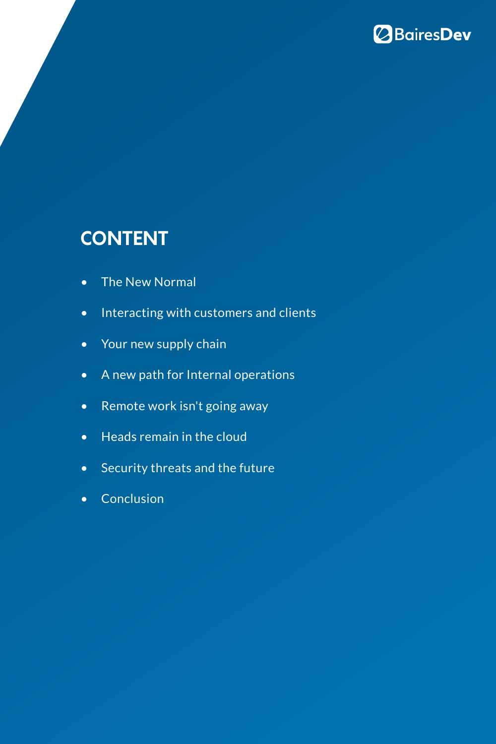## CONTENT

- The New Normal
- Interacting with customers and clients
- Your new supply chain
- A new path for Internal operations
- Remote work isn't going away
- Heads remain in the cloud
- Security threats and the future
- Conclusion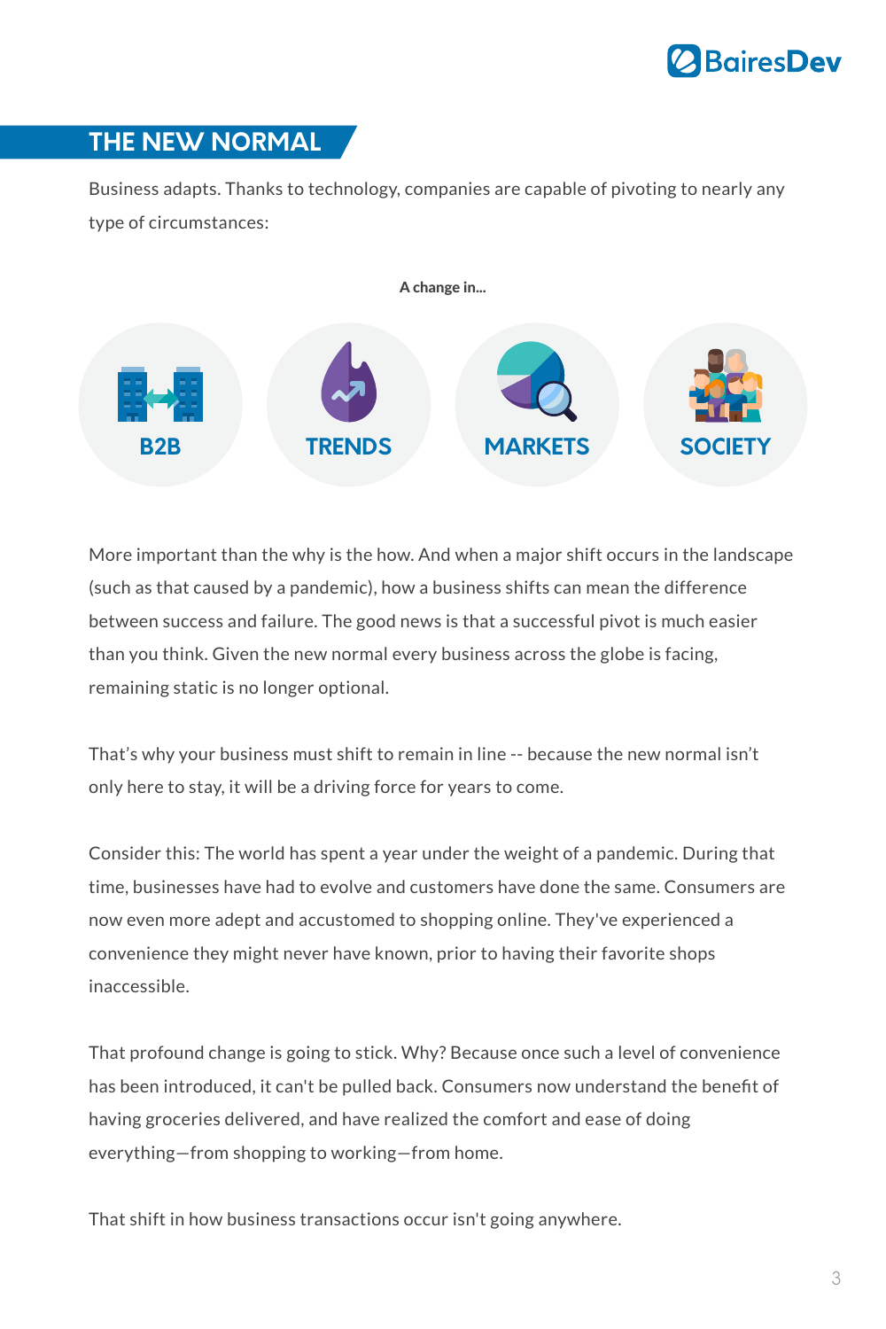## THE NEW NORMAL

Business adapts. Thanks to technology, companies are capable of pivoting to nearly any type of circumstances:

**A change in...**

B2B

TRENDS

MARKETS

SOCIETY

More important than the why is the how. And when a major shift occurs in the landscape (such as that caused by a pandemic), how a business shifts can mean the difference between success and failure. The good news is that a successful pivot is much easier than you think. Given the new normal every business across the globe is facing, remaining static is no longer optional.

That's why your business must shift to remain in line -- because the new normal isn't only here to stay, it will be a driving force for years to come.

Consider this: The world has spent a year under the weight of a pandemic. During that time, businesses have had to evolve and customers have done the same. Consumers are now even more adept and accustomed to shopping online. They've experienced a convenience they might never have known, prior to having their favorite shops inaccessible.

That profound change is going to stick. Why? Because once such a level of convenience has been introduced, it can't be pulled back. Consumers now understand the benefit of having groceries delivered, and have realized the comfort and ease of doing everything—from shopping to working—from home.

That shift in how business transactions occur isn't going anywhere.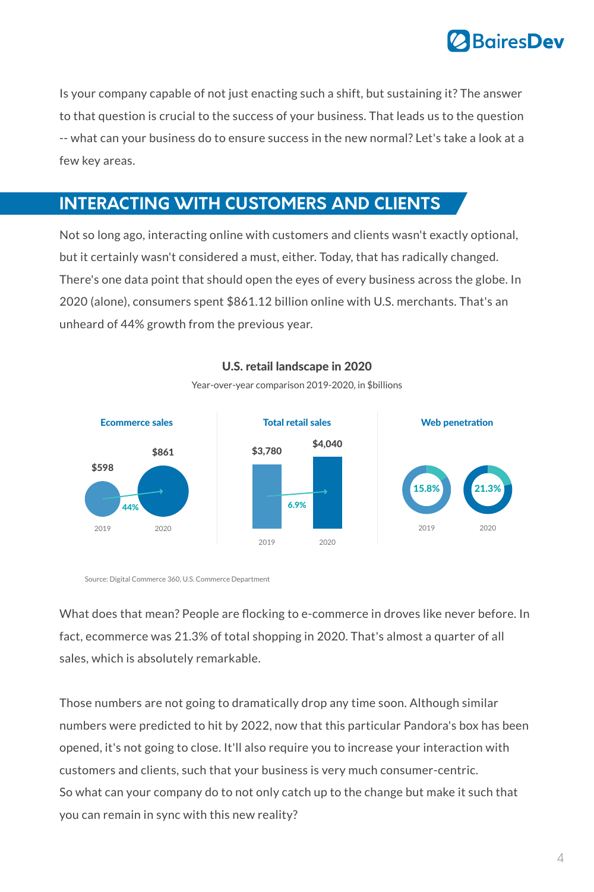Is your company capable of not just enacting such a shift, but sustaining it? The answer to that question is crucial to the success of your business. That leads us to the question -- what can your business do to ensure success in the new normal? Let's take a look at a few key areas.

## INTERACTING WITH CUSTOMERS AND CLIENTS

Not so long ago, interacting online with customers and clients wasn't exactly optional, but it certainly wasn't considered a must, either. Today, that has radically changed. There's one data point that should open the eyes of every business across the globe. In 2020 (alone), consumers spent $861.12 billion online with U.S. merchants. That's an unheard of 44% growth from the previous year.

**U.S. retail landscape in 2020**

Year-over-year comparison 2019-2020, in $billions

| | 2019 | 2020 | Change |
|---|---|---|---|
| Ecommerce sales | $598 | $861 | 44% |
| Total retail sales | $3,780 | $4,040 | 6.9% |
| Web penetration | 15.8% | 21.3% | |

Source: Digital Commerce 360, U.S. Commerce Department

What does that mean? People are flocking to e-commerce in droves like never before. In fact, ecommerce was 21.3% of total shopping in 2020. That's almost a quarter of all sales, which is absolutely remarkable.

Those numbers are not going to dramatically drop any time soon. Although similar numbers were predicted to hit by 2022, now that this particular Pandora's box has been opened, it's not going to close. It'll also require you to increase your interaction with customers and clients, such that your business is very much consumer-centric.
So what can your company do to not only catch up to the change but make it such that you can remain in sync with this new reality?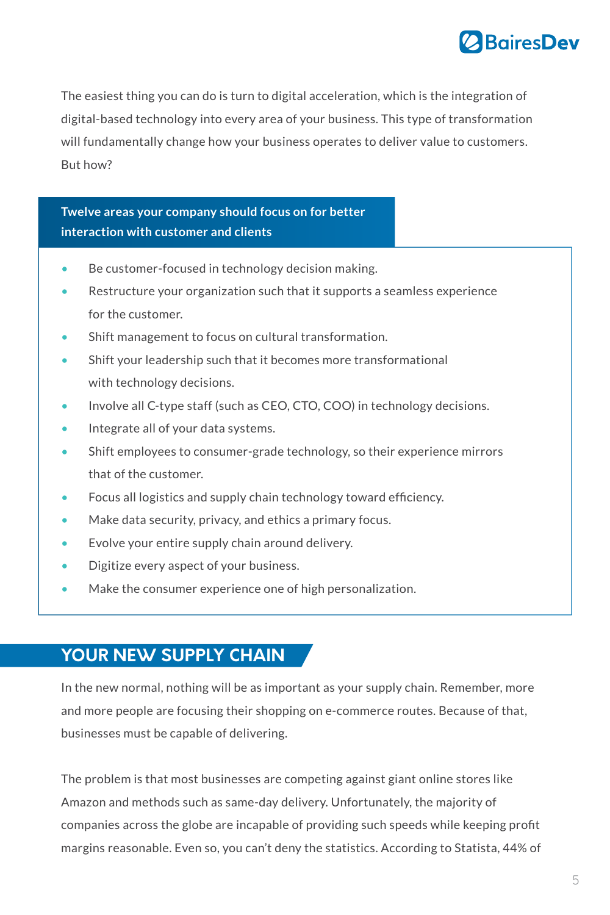The easiest thing you can do is turn to digital acceleration, which is the integration of digital-based technology into every area of your business. This type of transformation will fundamentally change how your business operates to deliver value to customers. But how?

**Twelve areas your company should focus on for better interaction with customer and clients**

- Be customer-focused in technology decision making.
- Restructure your organization such that it supports a seamless experience for the customer.
- Shift management to focus on cultural transformation.
- Shift your leadership such that it becomes more transformational with technology decisions.
- Involve all C-type staff (such as CEO, CTO, COO) in technology decisions.
- Integrate all of your data systems.
- Shift employees to consumer-grade technology, so their experience mirrors that of the customer.
- Focus all logistics and supply chain technology toward efficiency.
- Make data security, privacy, and ethics a primary focus.
- Evolve your entire supply chain around delivery.
- Digitize every aspect of your business.
- Make the consumer experience one of high personalization.

## YOUR NEW SUPPLY CHAIN

In the new normal, nothing will be as important as your supply chain. Remember, more and more people are focusing their shopping on e-commerce routes. Because of that, businesses must be capable of delivering.

The problem is that most businesses are competing against giant online stores like Amazon and methods such as same-day delivery. Unfortunately, the majority of companies across the globe are incapable of providing such speeds while keeping profit margins reasonable. Even so, you can't deny the statistics. According to Statista, 44% of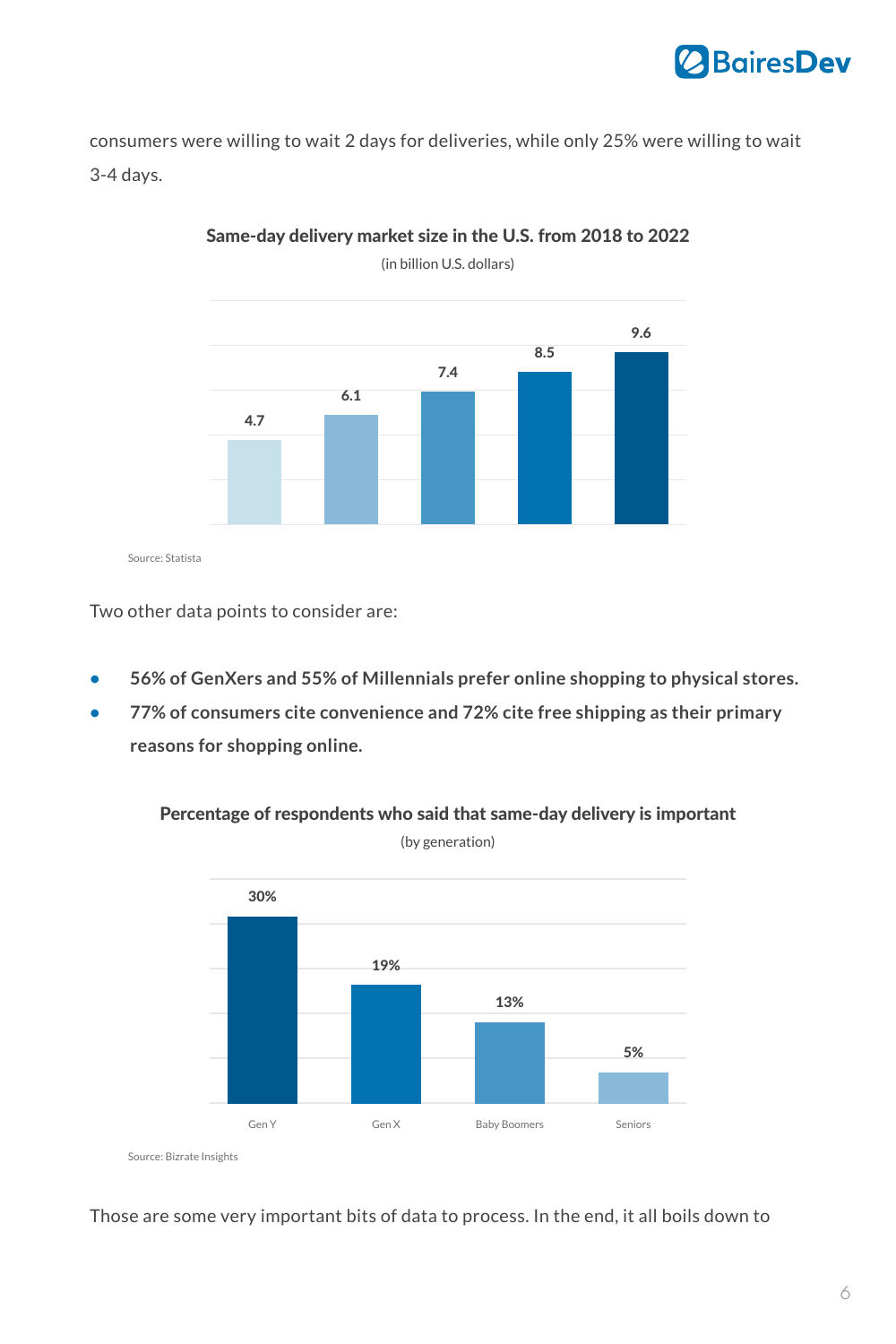consumers were willing to wait 2 days for deliveries, while only 25% were willing to wait 3-4 days.

**Same-day delivery market size in the U.S. from 2018 to 2022**

(in billion U.S. dollars)

| 2018 | 2019 | 2020 | 2021 | 2022 |
|---|---|---|---|---|
| 4.7 | 6.1 | 7.4 | 8.5 | 9.6 |

Source: Statista

Two other data points to consider are:

- **56% of GenXers and 55% of Millennials prefer online shopping to physical stores.**
- **77% of consumers cite convenience and 72% cite free shipping as their primary reasons for shopping online.**

**Percentage of respondents who said that same-day delivery is important**

(by generation)

| Gen Y | Gen X | Baby Boomers | Seniors |
|---|---|---|---|
| 30% | 19% | 13% | 5% |

Source: Bizrate Insights

Those are some very important bits of data to process. In the end, it all boils down to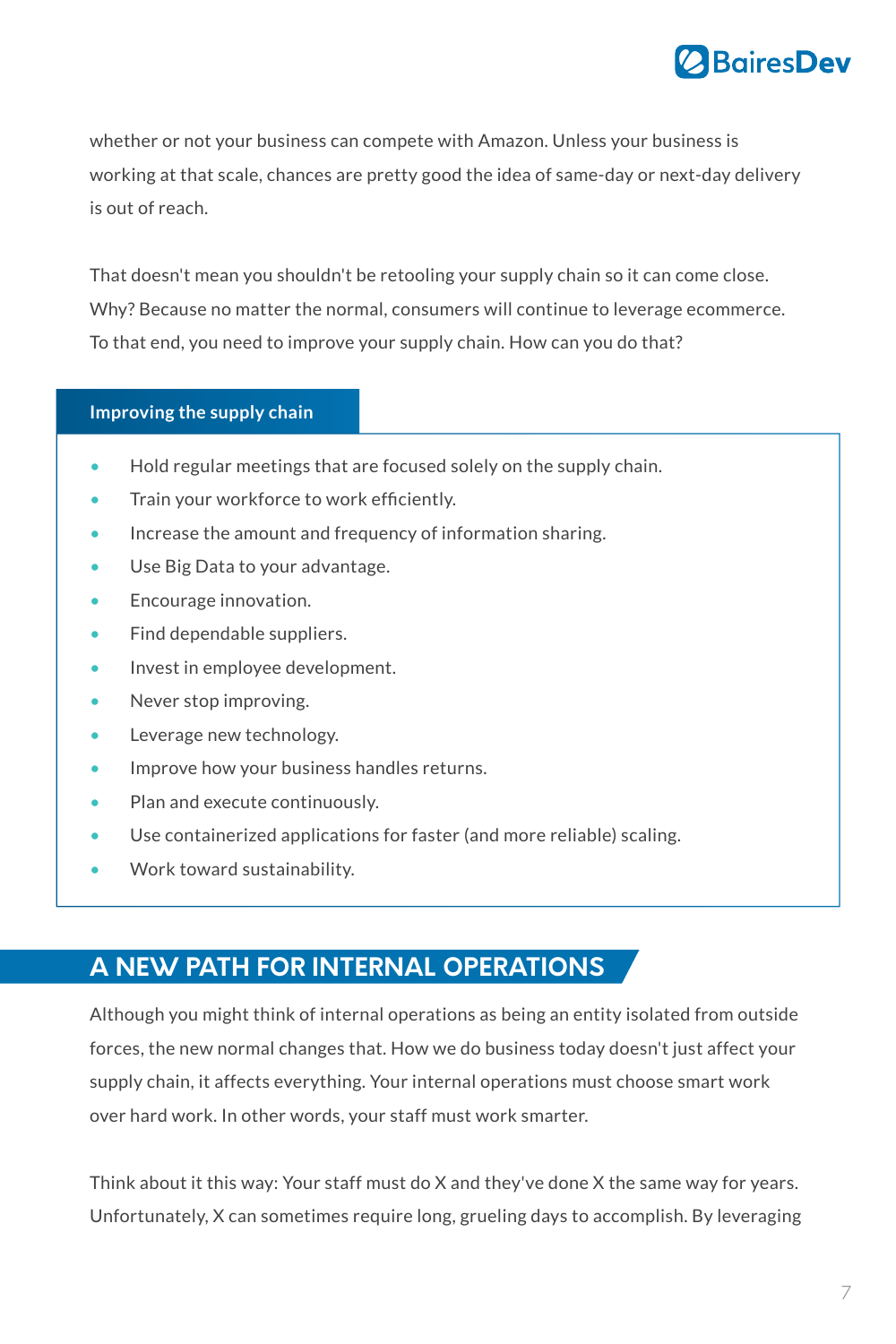whether or not your business can compete with Amazon. Unless your business is working at that scale, chances are pretty good the idea of same-day or next-day delivery is out of reach.

That doesn't mean you shouldn't be retooling your supply chain so it can come close. Why? Because no matter the normal, consumers will continue to leverage ecommerce. To that end, you need to improve your supply chain. How can you do that?

**Improving the supply chain**

- Hold regular meetings that are focused solely on the supply chain.
- Train your workforce to work efficiently.
- Increase the amount and frequency of information sharing.
- Use Big Data to your advantage.
- Encourage innovation.
- Find dependable suppliers.
- Invest in employee development.
- Never stop improving.
- Leverage new technology.
- Improve how your business handles returns.
- Plan and execute continuously.
- Use containerized applications for faster (and more reliable) scaling.
- Work toward sustainability.

## A NEW PATH FOR INTERNAL OPERATIONS

Although you might think of internal operations as being an entity isolated from outside forces, the new normal changes that. How we do business today doesn't just affect your supply chain, it affects everything. Your internal operations must choose smart work over hard work. In other words, your staff must work smarter.

Think about it this way: Your staff must do X and they've done X the same way for years. Unfortunately, X can sometimes require long, grueling days to accomplish. By leveraging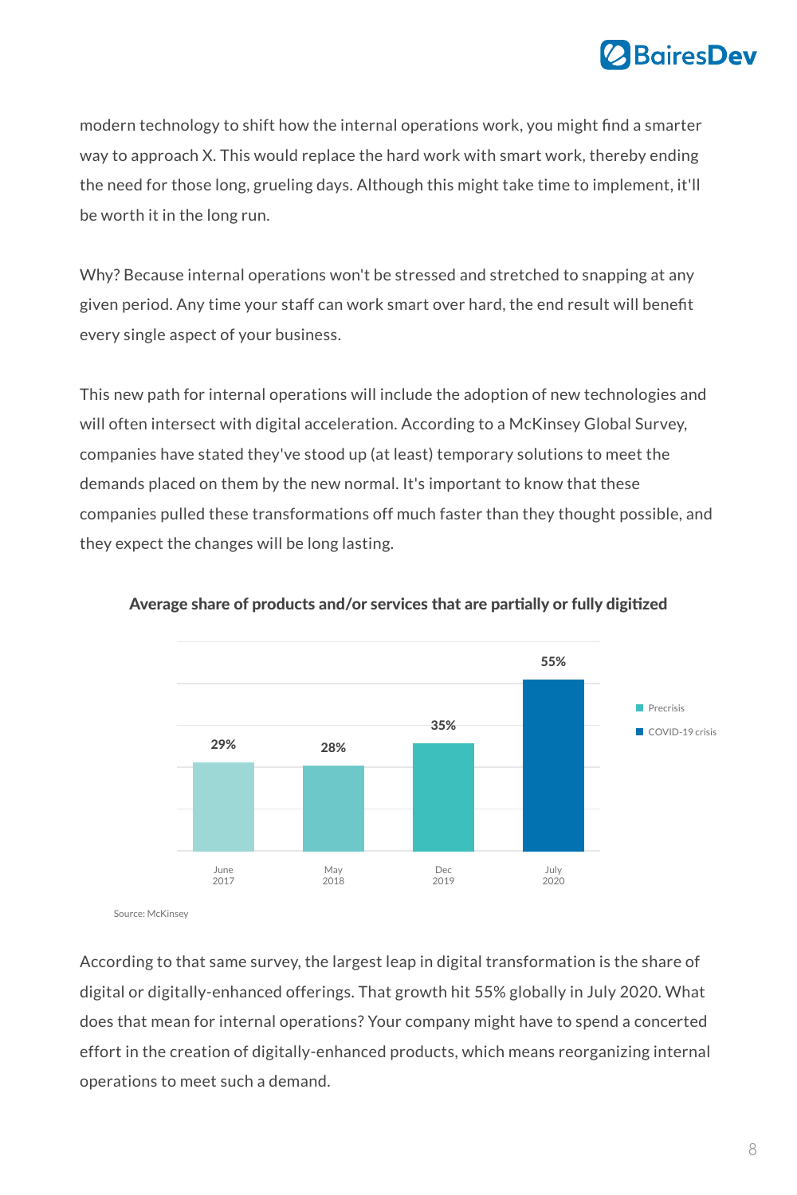modern technology to shift how the internal operations work, you might find a smarter way to approach X. This would replace the hard work with smart work, thereby ending the need for those long, grueling days. Although this might take time to implement, it'll be worth it in the long run.

Why? Because internal operations won't be stressed and stretched to snapping at any given period. Any time your staff can work smart over hard, the end result will benefit every single aspect of your business.

This new path for internal operations will include the adoption of new technologies and will often intersect with digital acceleration. According to a McKinsey Global Survey, companies have stated they've stood up (at least) temporary solutions to meet the demands placed on them by the new normal. It's important to know that these companies pulled these transformations off much faster than they thought possible, and they expect the changes will be long lasting.

**Average share of products and/or services that are partially or fully digitized**

| Date | Share | Period |
| --- | --- | --- |
| June 2017 | 29% | Precrisis |
| May 2018 | 28% | Precrisis |
| Dec 2019 | 35% | Precrisis |
| July 2020 | 55% | COVID-19 crisis |

Source: McKinsey

According to that same survey, the largest leap in digital transformation is the share of digital or digitally-enhanced offerings. That growth hit 55% globally in July 2020. What does that mean for internal operations? Your company might have to spend a concerted effort in the creation of digitally-enhanced products, which means reorganizing internal operations to meet such a demand.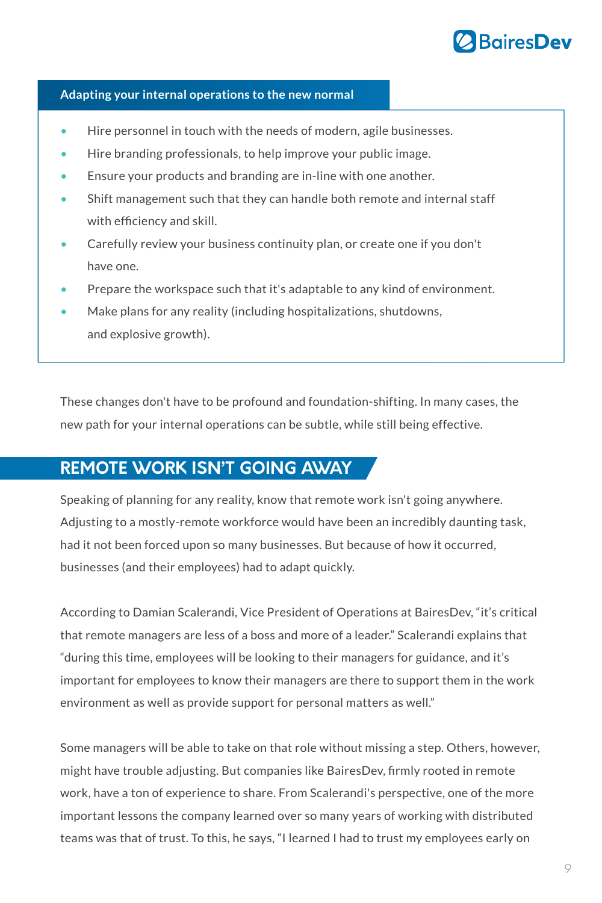**Adapting your internal operations to the new normal**

- Hire personnel in touch with the needs of modern, agile businesses.
- Hire branding professionals, to help improve your public image.
- Ensure your products and branding are in-line with one another.
- Shift management such that they can handle both remote and internal staff with efficiency and skill.
- Carefully review your business continuity plan, or create one if you don't have one.
- Prepare the workspace such that it's adaptable to any kind of environment.
- Make plans for any reality (including hospitalizations, shutdowns, and explosive growth).

These changes don't have to be profound and foundation-shifting. In many cases, the new path for your internal operations can be subtle, while still being effective.

## REMOTE WORK ISN'T GOING AWAY

Speaking of planning for any reality, know that remote work isn't going anywhere. Adjusting to a mostly-remote workforce would have been an incredibly daunting task, had it not been forced upon so many businesses. But because of how it occurred, businesses (and their employees) had to adapt quickly.

According to Damian Scalerandi, Vice President of Operations at BairesDev, "it's critical that remote managers are less of a boss and more of a leader." Scalerandi explains that "during this time, employees will be looking to their managers for guidance, and it's important for employees to know their managers are there to support them in the work environment as well as provide support for personal matters as well."

Some managers will be able to take on that role without missing a step. Others, however, might have trouble adjusting. But companies like BairesDev, firmly rooted in remote work, have a ton of experience to share. From Scalerandi's perspective, one of the more important lessons the company learned over so many years of working with distributed teams was that of trust. To this, he says, "I learned I had to trust my employees early on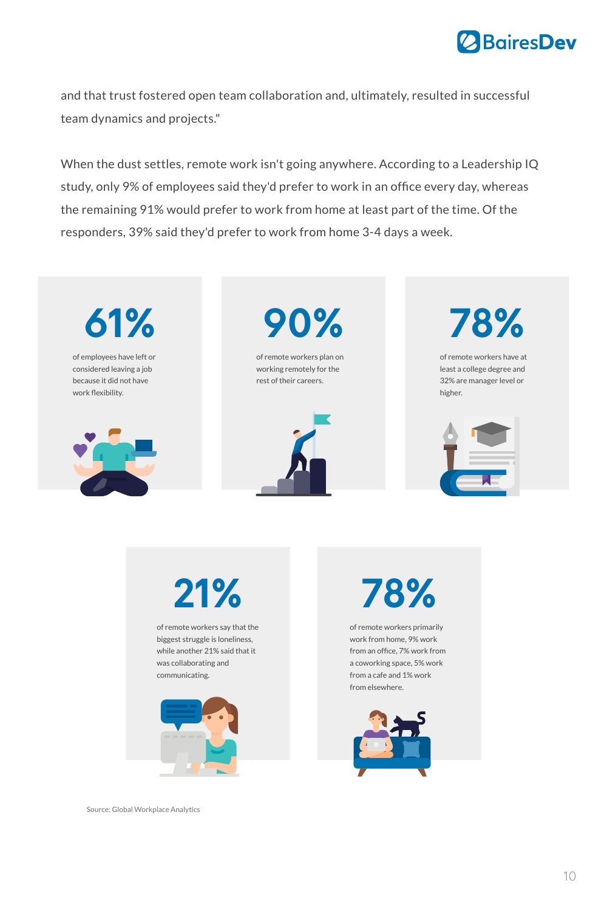and that trust fostered open team collaboration and, ultimately, resulted in successful team dynamics and projects."

When the dust settles, remote work isn't going anywhere. According to a Leadership IQ study, only 9% of employees said they'd prefer to work in an office every day, whereas the remaining 91% would prefer to work from home at least part of the time. Of the responders, 39% said they'd prefer to work from home 3-4 days a week.

**61%**

of employees have left or considered leaving a job because it did not have work flexibility.

**90%**

of remote workers plan on working remotely for the rest of their careers.

**78%**

of remote workers have at least a college degree and 32% are manager level or higher.

**21%**

of remote workers say that the biggest struggle is loneliness, while another 21% said that it was collaborating and communicating.

**78%**

of remote workers primarily work from home, 9% work from an office, 7% work from a coworking space, 5% work from a cafe and 1% work from elsewhere.

Source: Global Workplace Analytics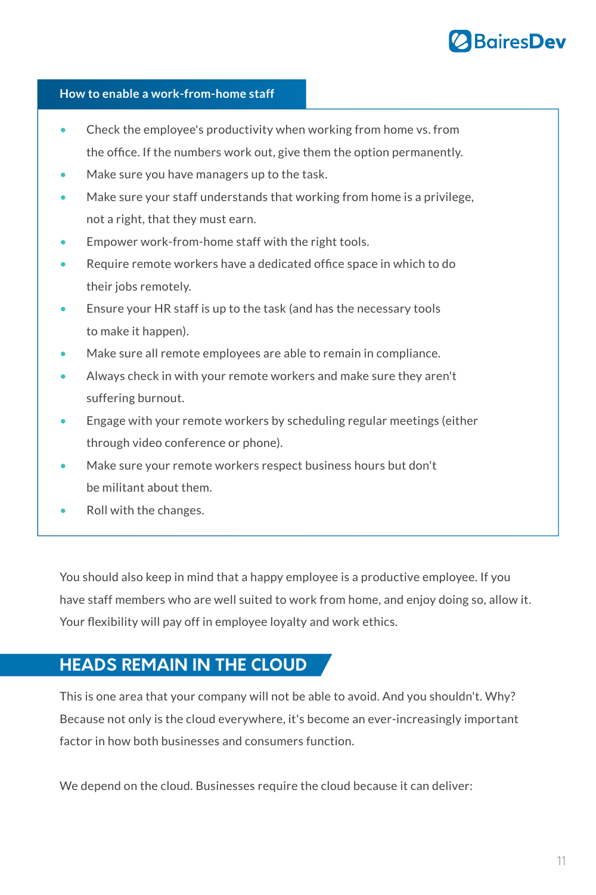**How to enable a work-from-home staff**

- Check the employee's productivity when working from home vs. from the office. If the numbers work out, give them the option permanently.
- Make sure you have managers up to the task.
- Make sure your staff understands that working from home is a privilege, not a right, that they must earn.
- Empower work-from-home staff with the right tools.
- Require remote workers have a dedicated office space in which to do their jobs remotely.
- Ensure your HR staff is up to the task (and has the necessary tools to make it happen).
- Make sure all remote employees are able to remain in compliance.
- Always check in with your remote workers and make sure they aren't suffering burnout.
- Engage with your remote workers by scheduling regular meetings (either through video conference or phone).
- Make sure your remote workers respect business hours but don't be militant about them.
- Roll with the changes.

You should also keep in mind that a happy employee is a productive employee. If you have staff members who are well suited to work from home, and enjoy doing so, allow it. Your flexibility will pay off in employee loyalty and work ethics.

## HEADS REMAIN IN THE CLOUD

This is one area that your company will not be able to avoid. And you shouldn't. Why? Because not only is the cloud everywhere, it's become an ever-increasingly important factor in how both businesses and consumers function.

We depend on the cloud. Businesses require the cloud because it can deliver: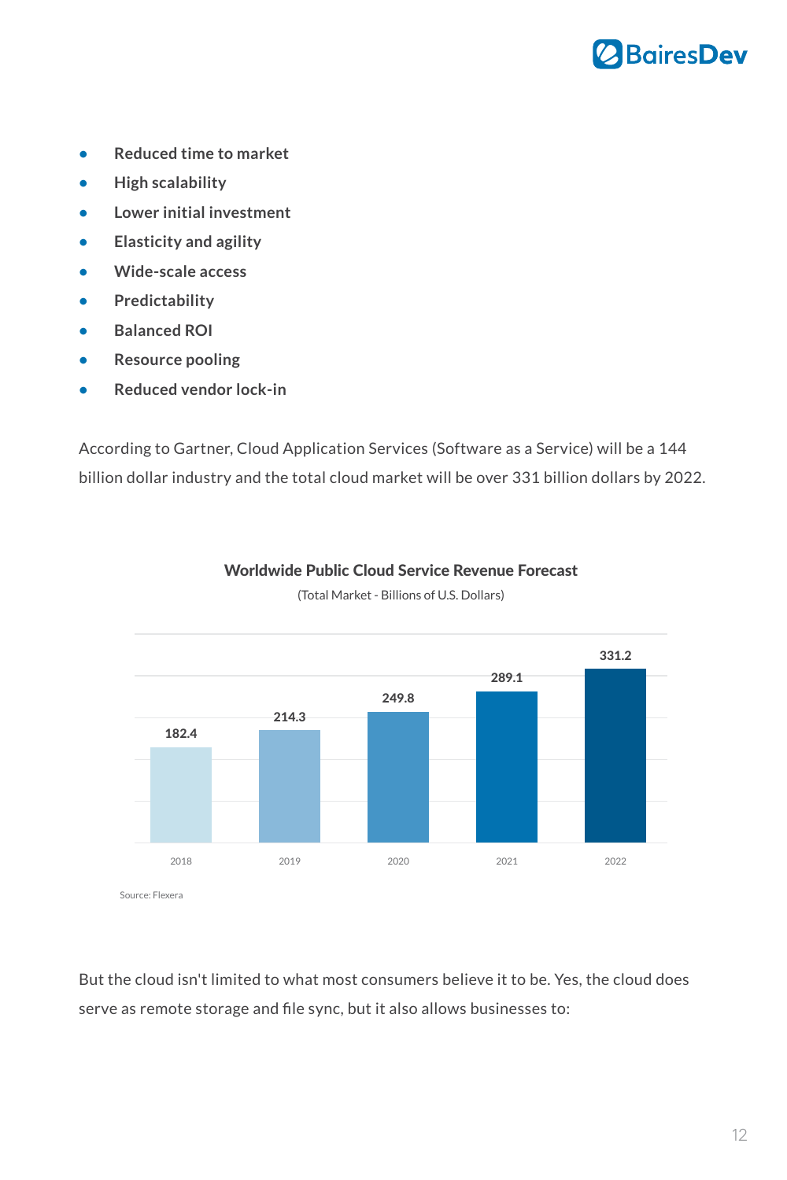- **Reduced time to market**
- **High scalability**
- **Lower initial investment**
- **Elasticity and agility**
- **Wide-scale access**
- **Predictability**
- **Balanced ROI**
- **Resource pooling**
- **Reduced vendor lock-in**

According to Gartner, Cloud Application Services (Software as a Service) will be a 144 billion dollar industry and the total cloud market will be over 331 billion dollars by 2022.

**Worldwide Public Cloud Service Revenue Forecast**

(Total Market - Billions of U.S. Dollars)

| 2018 | 2019 | 2020 | 2021 | 2022 |
|---|---|---|---|---|
| 182.4 | 214.3 | 249.8 | 289.1 | 331.2 |

Source: Flexera

But the cloud isn't limited to what most consumers believe it to be. Yes, the cloud does serve as remote storage and file sync, but it also allows businesses to: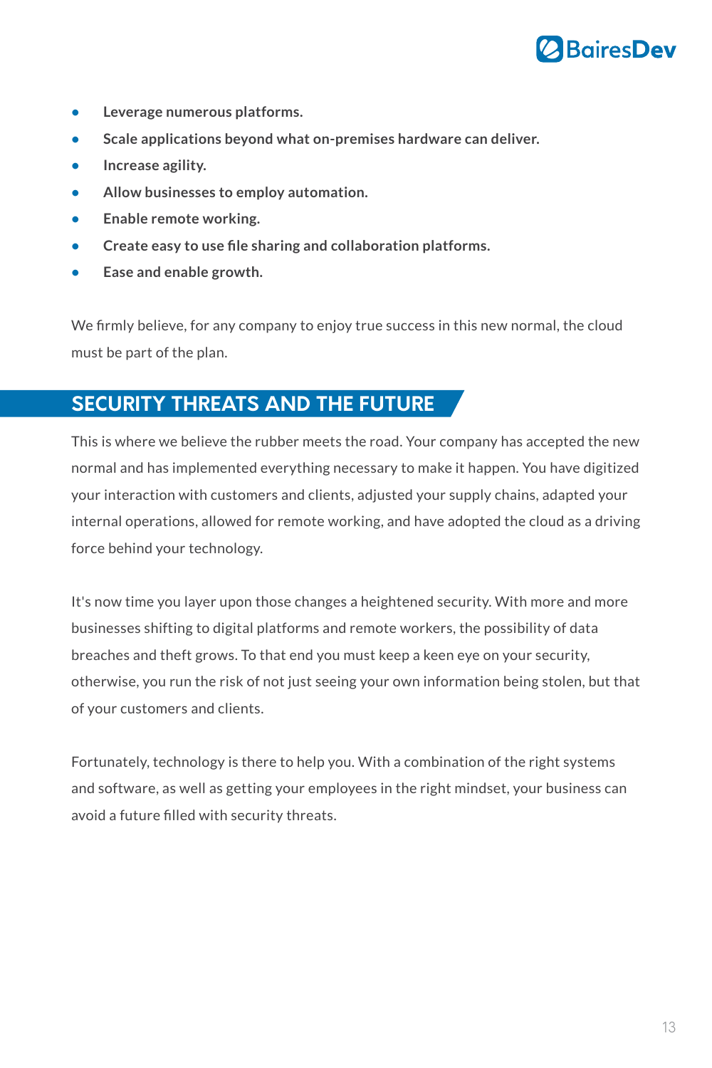- **Leverage numerous platforms.**
- **Scale applications beyond what on-premises hardware can deliver.**
- **Increase agility.**
- **Allow businesses to employ automation.**
- **Enable remote working.**
- **Create easy to use file sharing and collaboration platforms.**
- **Ease and enable growth.**

We firmly believe, for any company to enjoy true success in this new normal, the cloud must be part of the plan.

## SECURITY THREATS AND THE FUTURE

This is where we believe the rubber meets the road. Your company has accepted the new normal and has implemented everything necessary to make it happen. You have digitized your interaction with customers and clients, adjusted your supply chains, adapted your internal operations, allowed for remote working, and have adopted the cloud as a driving force behind your technology.

It's now time you layer upon those changes a heightened security. With more and more businesses shifting to digital platforms and remote workers, the possibility of data breaches and theft grows. To that end you must keep a keen eye on your security, otherwise, you run the risk of not just seeing your own information being stolen, but that of your customers and clients.

Fortunately, technology is there to help you. With a combination of the right systems and software, as well as getting your employees in the right mindset, your business can avoid a future filled with security threats.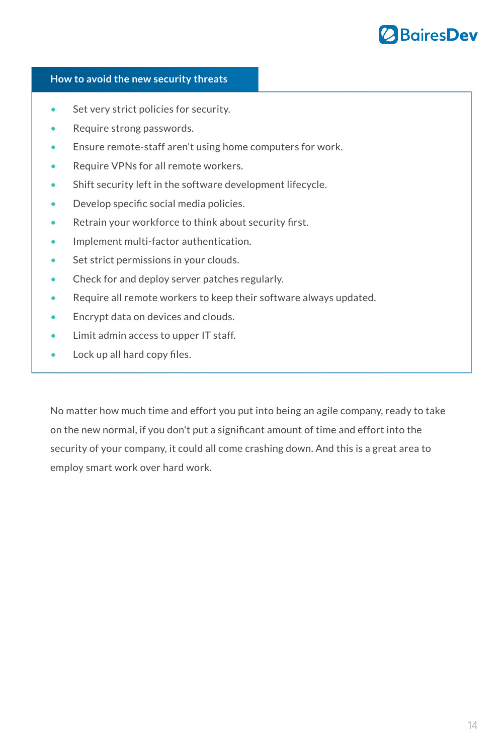**How to avoid the new security threats**

- Set very strict policies for security.
- Require strong passwords.
- Ensure remote-staff aren't using home computers for work.
- Require VPNs for all remote workers.
- Shift security left in the software development lifecycle.
- Develop specific social media policies.
- Retrain your workforce to think about security first.
- Implement multi-factor authentication.
- Set strict permissions in your clouds.
- Check for and deploy server patches regularly.
- Require all remote workers to keep their software always updated.
- Encrypt data on devices and clouds.
- Limit admin access to upper IT staff.
- Lock up all hard copy files.

No matter how much time and effort you put into being an agile company, ready to take on the new normal, if you don't put a significant amount of time and effort into the security of your company, it could all come crashing down. And this is a great area to employ smart work over hard work.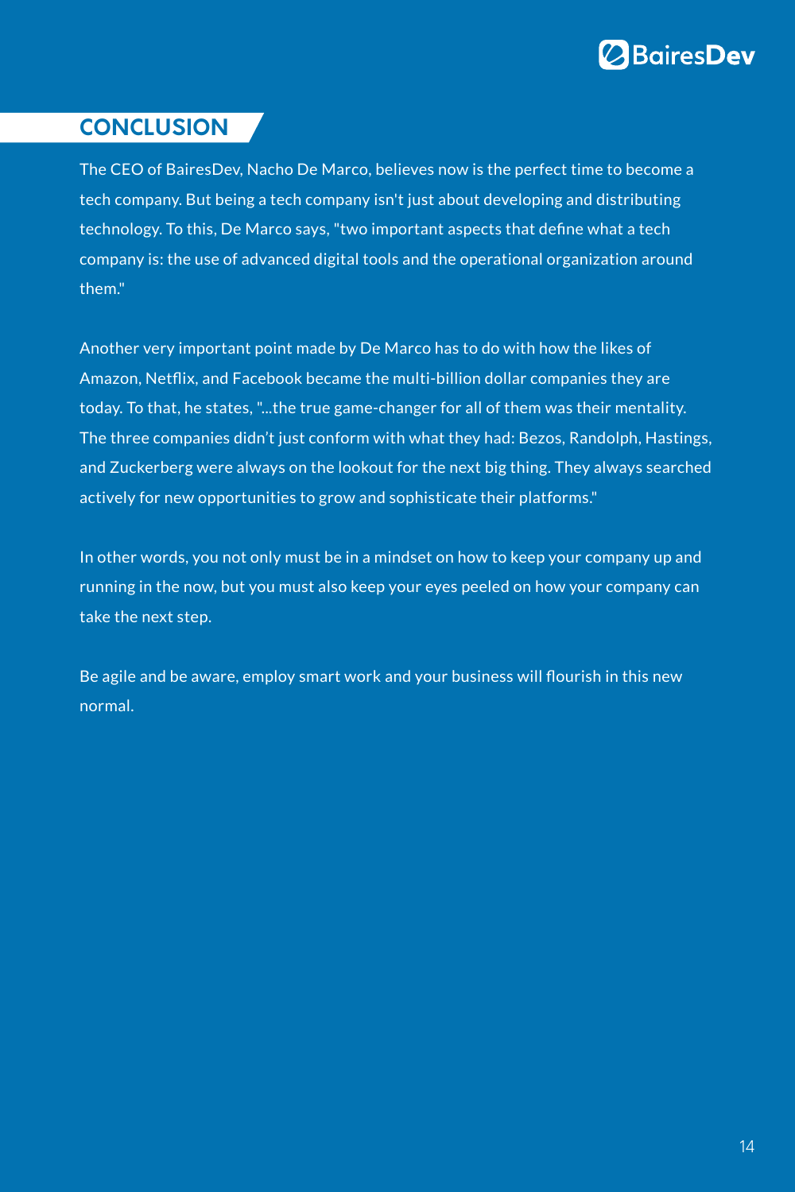## CONCLUSION

The CEO of BairesDev, Nacho De Marco, believes now is the perfect time to become a tech company. But being a tech company isn't just about developing and distributing technology. To this, De Marco says, "two important aspects that define what a tech company is: the use of advanced digital tools and the operational organization around them."

Another very important point made by De Marco has to do with how the likes of Amazon, Netflix, and Facebook became the multi-billion dollar companies they are today. To that, he states, "...the true game-changer for all of them was their mentality. The three companies didn't just conform with what they had: Bezos, Randolph, Hastings, and Zuckerberg were always on the lookout for the next big thing. They always searched actively for new opportunities to grow and sophisticate their platforms."

In other words, you not only must be in a mindset on how to keep your company up and running in the now, but you must also keep your eyes peeled on how your company can take the next step.

Be agile and be aware, employ smart work and your business will flourish in this new normal.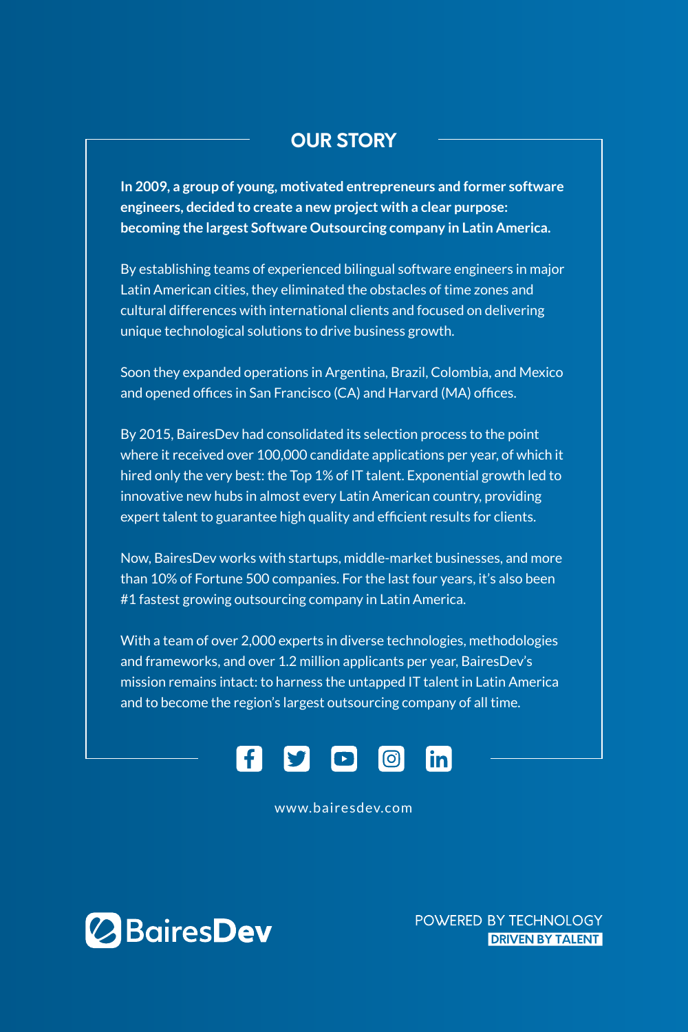## OUR STORY

**In 2009, a group of young, motivated entrepreneurs and former software engineers, decided to create a new project with a clear purpose: becoming the largest Software Outsourcing company in Latin America.**

By establishing teams of experienced bilingual software engineers in major Latin American cities, they eliminated the obstacles of time zones and cultural differences with international clients and focused on delivering unique technological solutions to drive business growth.

Soon they expanded operations in Argentina, Brazil, Colombia, and Mexico and opened offices in San Francisco (CA) and Harvard (MA) offices.

By 2015, BairesDev had consolidated its selection process to the point where it received over 100,000 candidate applications per year, of which it hired only the very best: the Top 1% of IT talent. Exponential growth led to innovative new hubs in almost every Latin American country, providing expert talent to guarantee high quality and efficient results for clients.

Now, BairesDev works with startups, middle-market businesses, and more than 10% of Fortune 500 companies. For the last four years, it's also been #1 fastest growing outsourcing company in Latin America.

With a team of over 2,000 experts in diverse technologies, methodologies and frameworks, and over 1.2 million applicants per year, BairesDev's mission remains intact: to harness the untapped IT talent in Latin America and to become the region's largest outsourcing company of all time.

www.bairesdev.com

BairesDev

POWERED BY TECHNOLOGY
DRIVEN BY TALENT